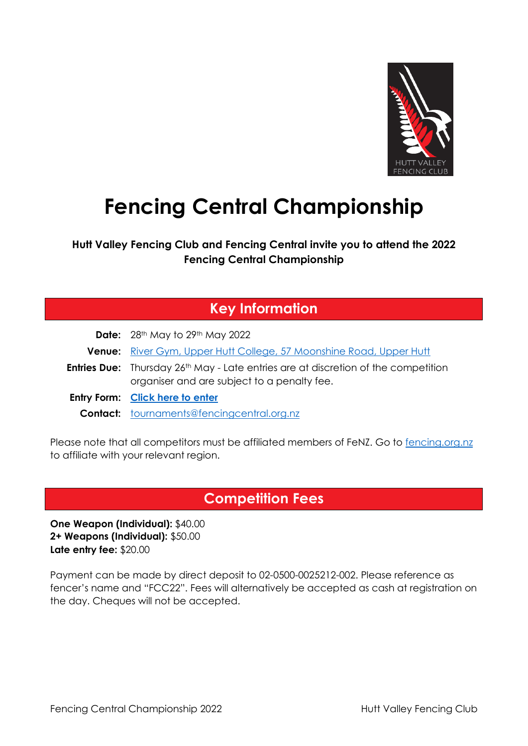# Fencing Central Championship

**Hutt Valley Fencing Club and Fencing Central invite you to attend the 2022 Fencing Central Championship**

## Key Information

**Date:** 28th May to 29th May 2022

**Venue:** [River Gym, Upper Hutt College, 57 Moonshine Road, Upper Hutt]

**Entries Due:** Thursday 26th May - Late entries are at discretion of the competition organiser and are subject to a penalty fee.

**Entry Form:** **Click here to enter**

**Contact:** tournaments@fencingcentral.org.nz

Please note that all competitors must be affiliated members of FeNZ. Go to fencing.org.nz to affiliate with your relevant region.

## Competition Fees

**One Weapon (Individual):** $40.00
**2+ Weapons (Individual):** $50.00
**Late entry fee:** $20.00

Payment can be made by direct deposit to 02-0500-0025212-002. Please reference as fencer's name and "FCC22". Fees will alternatively be accepted as cash at registration on the day. Cheques will not be accepted.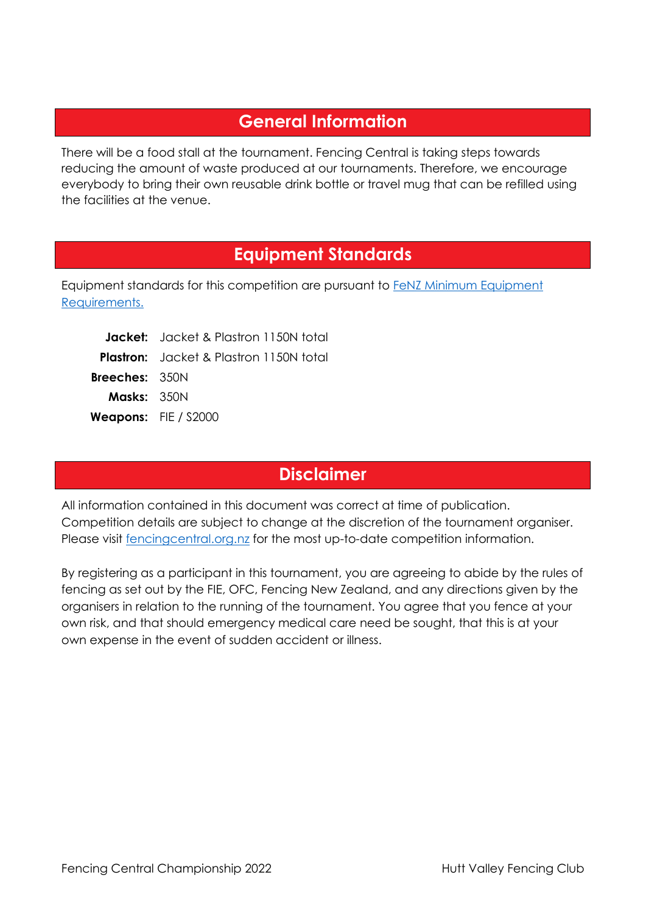## General Information

There will be a food stall at the tournament. Fencing Central is taking steps towards reducing the amount of waste produced at our tournaments. Therefore, we encourage everybody to bring their own reusable drink bottle or travel mug that can be refilled using the facilities at the venue.

## Equipment Standards

Equipment standards for this competition are pursuant to [FeNZ Minimum Equipment Requirements.]()

| | |
|---|---|
| **Jacket:** | Jacket & Plastron 1150N total |
| **Plastron:** | Jacket & Plastron 1150N total |
| **Breeches:** | 350N |
| **Masks:** | 350N |
| **Weapons:** | FIE / S2000 |

## Disclaimer

All information contained in this document was correct at time of publication. Competition details are subject to change at the discretion of the tournament organiser. Please visit [fencingcentral.org.nz]() for the most up-to-date competition information.

By registering as a participant in this tournament, you are agreeing to abide by the rules of fencing as set out by the FIE, OFC, Fencing New Zealand, and any directions given by the organisers in relation to the running of the tournament. You agree that you fence at your own risk, and that should emergency medical care need be sought, that this is at your own expense in the event of sudden accident or illness.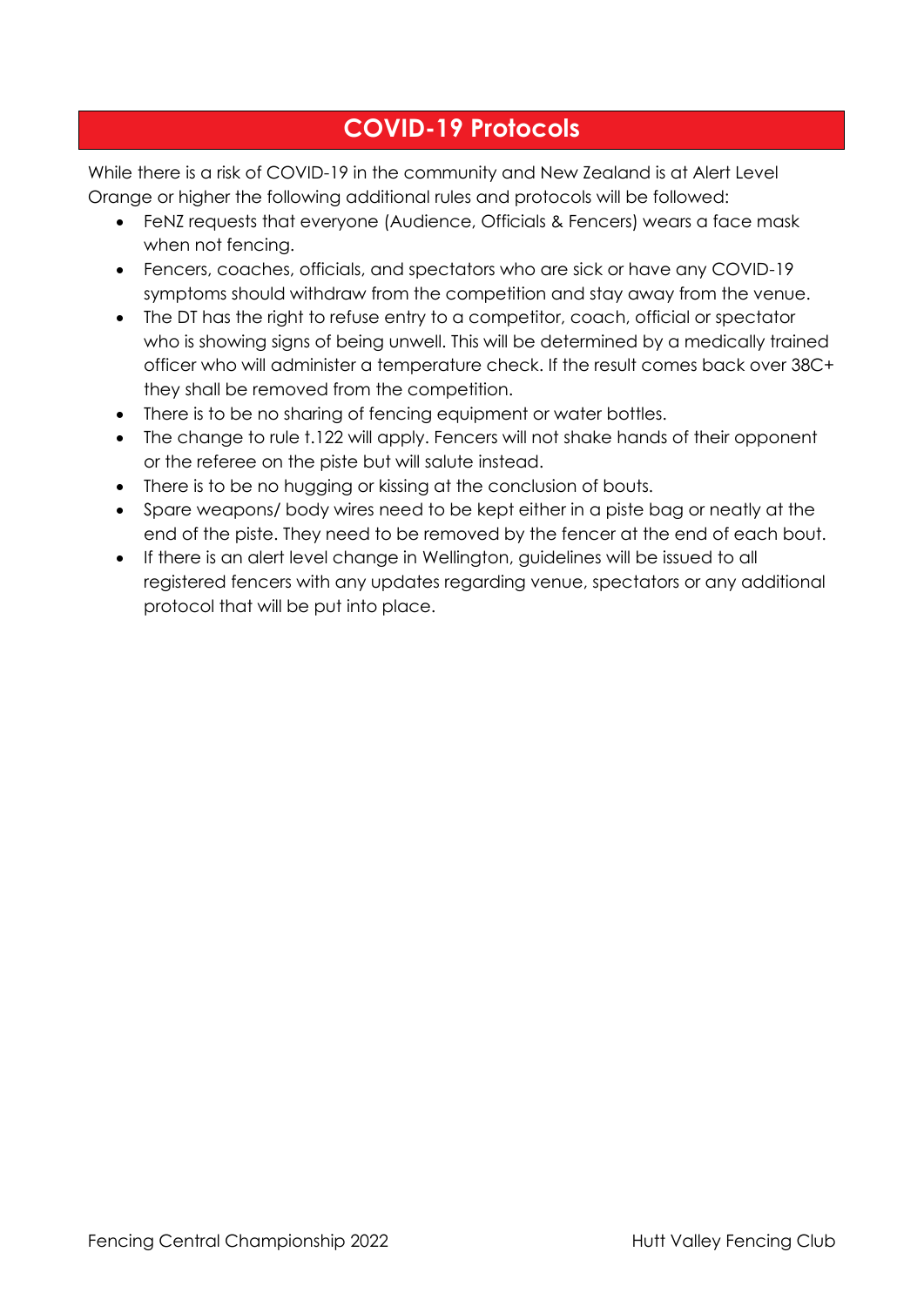## COVID-19 Protocols

While there is a risk of COVID-19 in the community and New Zealand is at Alert Level Orange or higher the following additional rules and protocols will be followed:

- FeNZ requests that everyone (Audience, Officials & Fencers) wears a face mask when not fencing.
- Fencers, coaches, officials, and spectators who are sick or have any COVID-19 symptoms should withdraw from the competition and stay away from the venue.
- The DT has the right to refuse entry to a competitor, coach, official or spectator who is showing signs of being unwell. This will be determined by a medically trained officer who will administer a temperature check. If the result comes back over 38C+ they shall be removed from the competition.
- There is to be no sharing of fencing equipment or water bottles.
- The change to rule t.122 will apply. Fencers will not shake hands of their opponent or the referee on the piste but will salute instead.
- There is to be no hugging or kissing at the conclusion of bouts.
- Spare weapons/ body wires need to be kept either in a piste bag or neatly at the end of the piste. They need to be removed by the fencer at the end of each bout.
- If there is an alert level change in Wellington, guidelines will be issued to all registered fencers with any updates regarding venue, spectators or any additional protocol that will be put into place.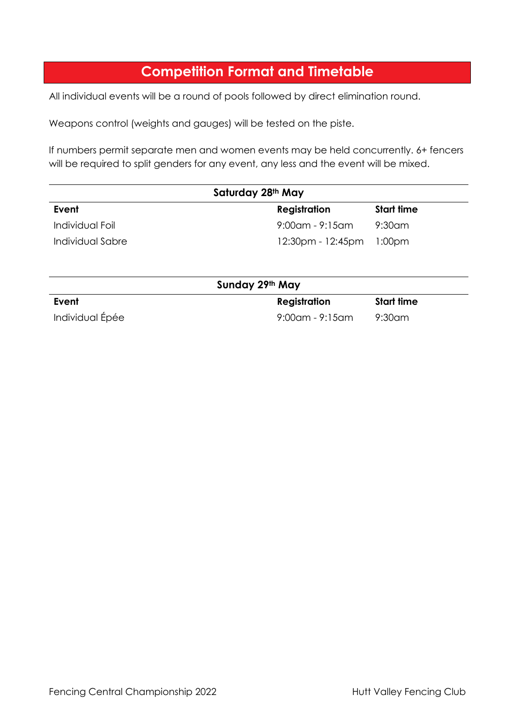## Competition Format and Timetable

All individual events will be a round of pools followed by direct elimination round.

Weapons control (weights and gauges) will be tested on the piste.

If numbers permit separate men and women events may be held concurrently. 6+ fencers will be required to split genders for any event, any less and the event will be mixed.

**Saturday 28th May**

| Event | Registration | Start time |
|---|---|---|
| Individual Foil | 9:00am - 9:15am | 9:30am |
| Individual Sabre | 12:30pm - 12:45pm | 1:00pm |

**Sunday 29th May**

| Event | Registration | Start time |
|---|---|---|
| Individual Épée | 9:00am - 9:15am | 9:30am |